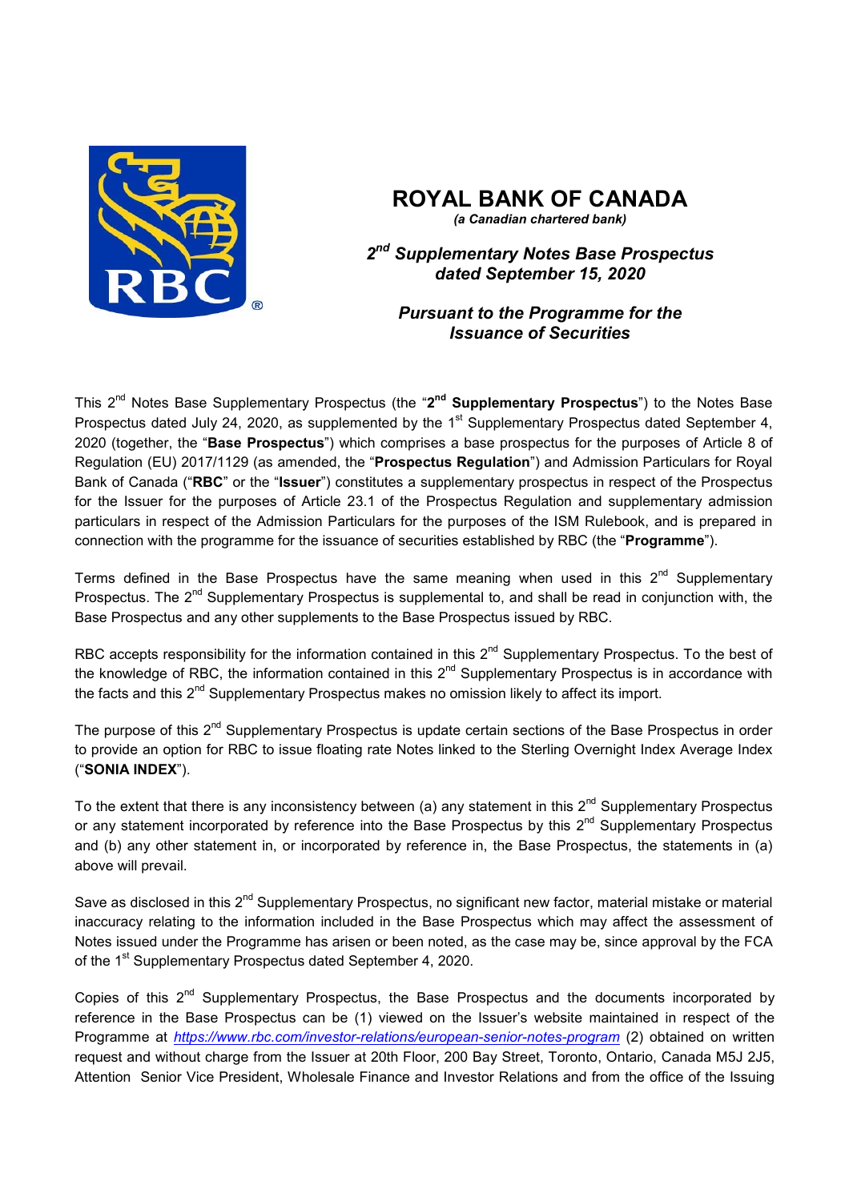# ROYAL BANK OF CANADA

***(a Canadian chartered bank)***

***2nd Supplementary Notes Base Prospectus dated September 15, 2020***

***Pursuant to the Programme for the Issuance of Securities***

This 2nd Notes Base Supplementary Prospectus (the "**2nd Supplementary Prospectus**") to the Notes Base Prospectus dated July 24, 2020, as supplemented by the 1st Supplementary Prospectus dated September 4, 2020 (together, the "**Base Prospectus**") which comprises a base prospectus for the purposes of Article 8 of Regulation (EU) 2017/1129 (as amended, the "**Prospectus Regulation**") and Admission Particulars for Royal Bank of Canada ("**RBC**" or the "**Issuer**") constitutes a supplementary prospectus in respect of the Prospectus for the Issuer for the purposes of Article 23.1 of the Prospectus Regulation and supplementary admission particulars in respect of the Admission Particulars for the purposes of the ISM Rulebook, and is prepared in connection with the programme for the issuance of securities established by RBC (the "**Programme**").

Terms defined in the Base Prospectus have the same meaning when used in this 2nd Supplementary Prospectus. The 2nd Supplementary Prospectus is supplemental to, and shall be read in conjunction with, the Base Prospectus and any other supplements to the Base Prospectus issued by RBC.

RBC accepts responsibility for the information contained in this 2nd Supplementary Prospectus. To the best of the knowledge of RBC, the information contained in this 2nd Supplementary Prospectus is in accordance with the facts and this 2nd Supplementary Prospectus makes no omission likely to affect its import.

The purpose of this 2nd Supplementary Prospectus is update certain sections of the Base Prospectus in order to provide an option for RBC to issue floating rate Notes linked to the Sterling Overnight Index Average Index ("**SONIA INDEX**").

To the extent that there is any inconsistency between (a) any statement in this 2nd Supplementary Prospectus or any statement incorporated by reference into the Base Prospectus by this 2nd Supplementary Prospectus and (b) any other statement in, or incorporated by reference in, the Base Prospectus, the statements in (a) above will prevail.

Save as disclosed in this 2nd Supplementary Prospectus, no significant new factor, material mistake or material inaccuracy relating to the information included in the Base Prospectus which may affect the assessment of Notes issued under the Programme has arisen or been noted, as the case may be, since approval by the FCA of the 1st Supplementary Prospectus dated September 4, 2020.

Copies of this 2nd Supplementary Prospectus, the Base Prospectus and the documents incorporated by reference in the Base Prospectus can be (1) viewed on the Issuer's website maintained in respect of the Programme at *https://www.rbc.com/investor-relations/european-senior-notes-program* (2) obtained on written request and without charge from the Issuer at 20th Floor, 200 Bay Street, Toronto, Ontario, Canada M5J 2J5, Attention Senior Vice President, Wholesale Finance and Investor Relations and from the office of the Issuing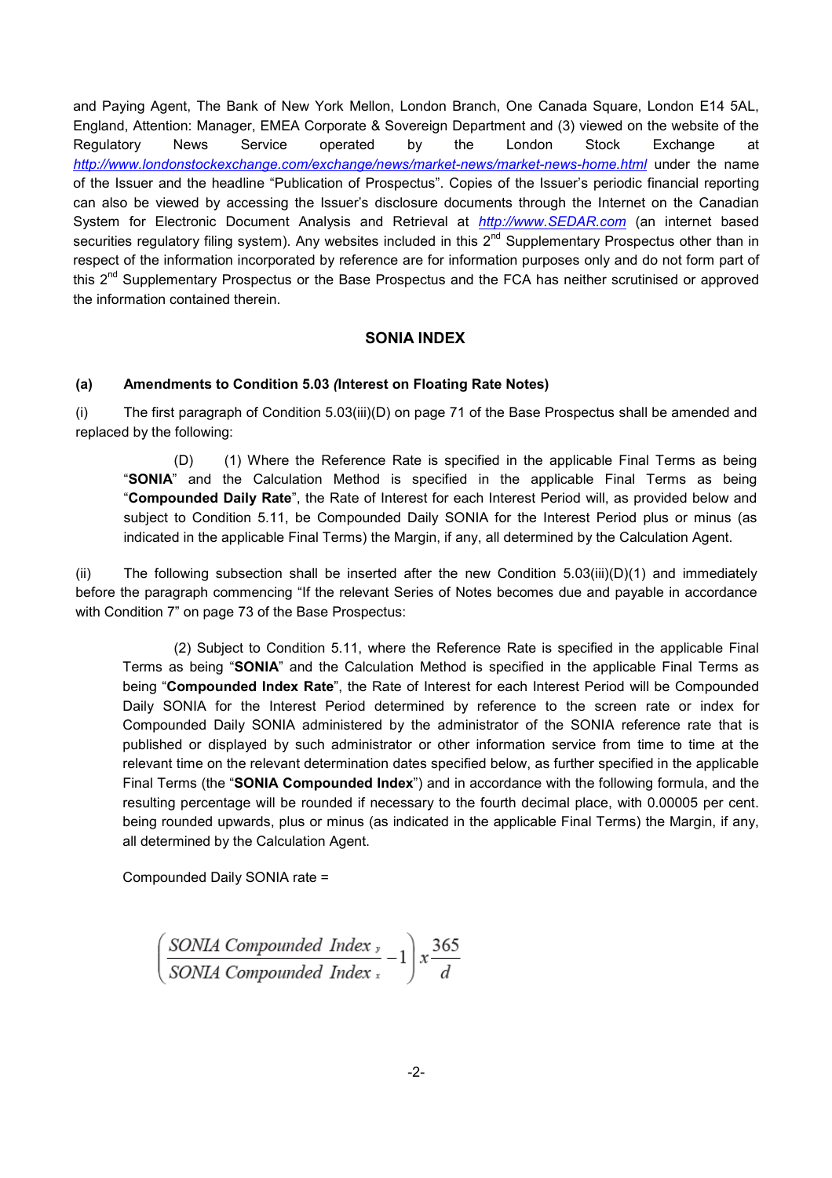and Paying Agent, The Bank of New York Mellon, London Branch, One Canada Square, London E14 5AL, England, Attention: Manager, EMEA Corporate & Sovereign Department and (3) viewed on the website of the Regulatory News Service operated by the London Stock Exchange at *http://www.londonstockexchange.com/exchange/news/market-news/market-news-home.html* under the name of the Issuer and the headline "Publication of Prospectus". Copies of the Issuer's periodic financial reporting can also be viewed by accessing the Issuer's disclosure documents through the Internet on the Canadian System for Electronic Document Analysis and Retrieval at *http://www.SEDAR.com* (an internet based securities regulatory filing system). Any websites included in this 2nd Supplementary Prospectus other than in respect of the information incorporated by reference are for information purposes only and do not form part of this 2nd Supplementary Prospectus or the Base Prospectus and the FCA has neither scrutinised or approved the information contained therein.

## SONIA INDEX

**(a) Amendments to Condition 5.03 *(*Interest on Floating Rate Notes)**

(i) The first paragraph of Condition 5.03(iii)(D) on page 71 of the Base Prospectus shall be amended and replaced by the following:

> (D) (1) Where the Reference Rate is specified in the applicable Final Terms as being "**SONIA**" and the Calculation Method is specified in the applicable Final Terms as being "**Compounded Daily Rate**", the Rate of Interest for each Interest Period will, as provided below and subject to Condition 5.11, be Compounded Daily SONIA for the Interest Period plus or minus (as indicated in the applicable Final Terms) the Margin, if any, all determined by the Calculation Agent.

(ii) The following subsection shall be inserted after the new Condition 5.03(iii)(D)(1) and immediately before the paragraph commencing "If the relevant Series of Notes becomes due and payable in accordance with Condition 7" on page 73 of the Base Prospectus:

> (2) Subject to Condition 5.11, where the Reference Rate is specified in the applicable Final Terms as being "**SONIA**" and the Calculation Method is specified in the applicable Final Terms as being "**Compounded Index Rate**", the Rate of Interest for each Interest Period will be Compounded Daily SONIA for the Interest Period determined by reference to the screen rate or index for Compounded Daily SONIA administered by the administrator of the SONIA reference rate that is published or displayed by such administrator or other information service from time to time at the relevant time on the relevant determination dates specified below, as further specified in the applicable Final Terms (the "**SONIA Compounded Index**") and in accordance with the following formula, and the resulting percentage will be rounded if necessary to the fourth decimal place, with 0.00005 per cent. being rounded upwards, plus or minus (as indicated in the applicable Final Terms) the Margin, if any, all determined by the Calculation Agent.

Compounded Daily SONIA rate =

$$\left(\frac{SONIA\ Compounded\ Index_{y}}{SONIA\ Compounded\ Index_{x}} - 1\right) x \frac{365}{d}$$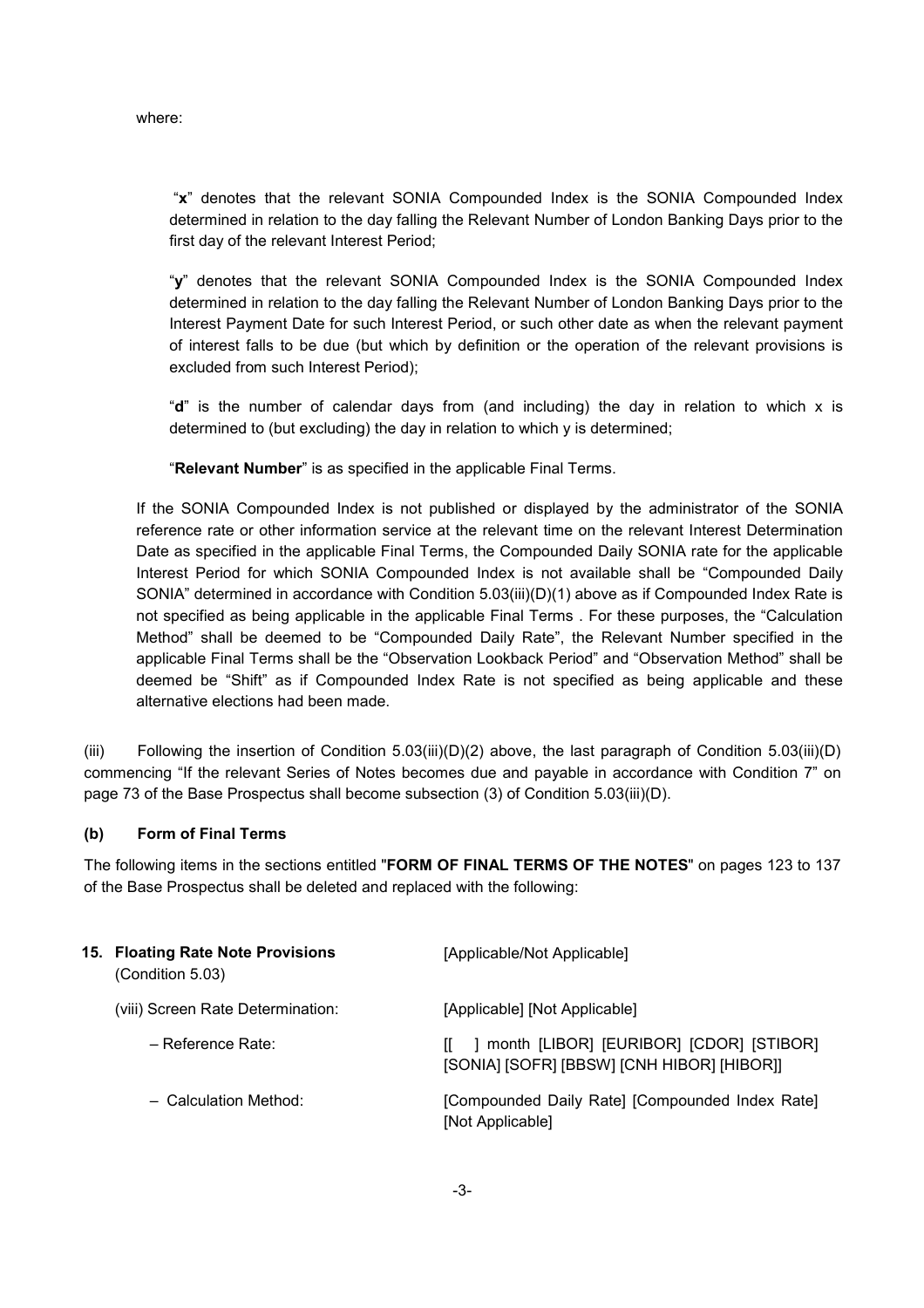where:

"**x**" denotes that the relevant SONIA Compounded Index is the SONIA Compounded Index determined in relation to the day falling the Relevant Number of London Banking Days prior to the first day of the relevant Interest Period;

"**y**" denotes that the relevant SONIA Compounded Index is the SONIA Compounded Index determined in relation to the day falling the Relevant Number of London Banking Days prior to the Interest Payment Date for such Interest Period, or such other date as when the relevant payment of interest falls to be due (but which by definition or the operation of the relevant provisions is excluded from such Interest Period);

"**d**" is the number of calendar days from (and including) the day in relation to which x is determined to (but excluding) the day in relation to which y is determined;

"**Relevant Number**" is as specified in the applicable Final Terms.

If the SONIA Compounded Index is not published or displayed by the administrator of the SONIA reference rate or other information service at the relevant time on the relevant Interest Determination Date as specified in the applicable Final Terms, the Compounded Daily SONIA rate for the applicable Interest Period for which SONIA Compounded Index is not available shall be "Compounded Daily SONIA" determined in accordance with Condition 5.03(iii)(D)(1) above as if Compounded Index Rate is not specified as being applicable in the applicable Final Terms . For these purposes, the "Calculation Method" shall be deemed to be "Compounded Daily Rate", the Relevant Number specified in the applicable Final Terms shall be the "Observation Lookback Period" and "Observation Method" shall be deemed be "Shift" as if Compounded Index Rate is not specified as being applicable and these alternative elections had been made.

(iii) Following the insertion of Condition 5.03(iii)(D)(2) above, the last paragraph of Condition 5.03(iii)(D) commencing "If the relevant Series of Notes becomes due and payable in accordance with Condition 7" on page 73 of the Base Prospectus shall become subsection (3) of Condition 5.03(iii)(D).

**(b) Form of Final Terms**

The following items in the sections entitled "**FORM OF FINAL TERMS OF THE NOTES**" on pages 123 to 137 of the Base Prospectus shall be deleted and replaced with the following:

| | |
|---|---|
| **15. Floating Rate Note Provisions** (Condition 5.03) | [Applicable/Not Applicable] |
| (viii) Screen Rate Determination: | [Applicable] [Not Applicable] |
| – Reference Rate: | [[ ] month [LIBOR] [EURIBOR] [CDOR] [STIBOR] [SONIA] [SOFR] [BBSW] [CNH HIBOR] [HIBOR]] |
| – Calculation Method: | [Compounded Daily Rate] [Compounded Index Rate] [Not Applicable] |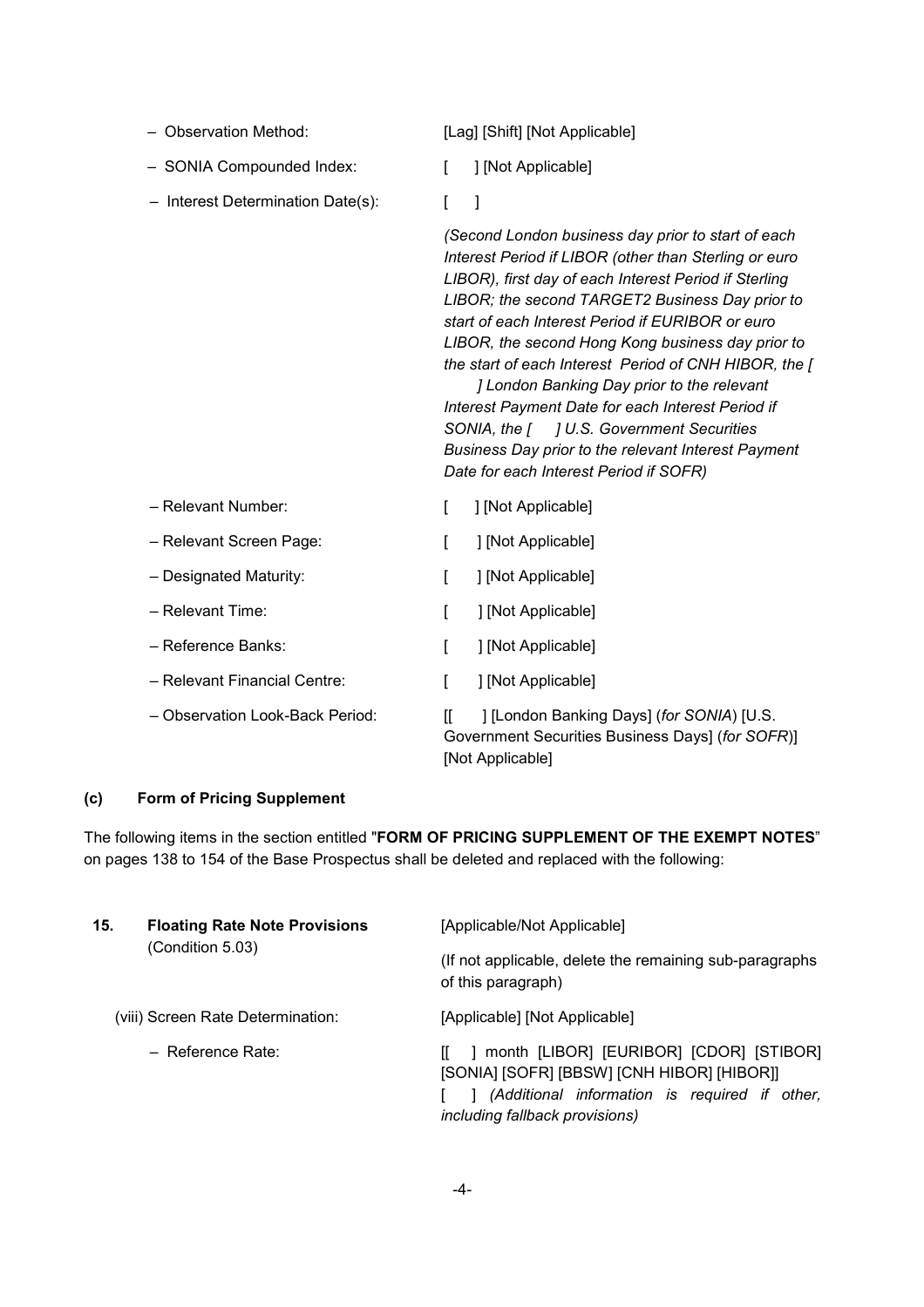| | |
|---|---|
| – Observation Method: | [Lag] [Shift] [Not Applicable] |
| – SONIA Compounded Index: | [ ] [Not Applicable] |
| – Interest Determination Date(s): | [ ]<br><br>*(Second London business day prior to start of each Interest Period if LIBOR (other than Sterling or euro LIBOR), first day of each Interest Period if Sterling LIBOR; the second TARGET2 Business Day prior to start of each Interest Period if EURIBOR or euro LIBOR, the second Hong Kong business day prior to the start of each Interest Period of CNH HIBOR, the [ ] London Banking Day prior to the relevant Interest Payment Date for each Interest Period if SONIA, the [ ] U.S. Government Securities Business Day prior to the relevant Interest Payment Date for each Interest Period if SOFR)* |
| – Relevant Number: | [ ] [Not Applicable] |
| – Relevant Screen Page: | [ ] [Not Applicable] |
| – Designated Maturity: | [ ] [Not Applicable] |
| – Relevant Time: | [ ] [Not Applicable] |
| – Reference Banks: | [ ] [Not Applicable] |
| – Relevant Financial Centre: | [ ] [Not Applicable] |
| – Observation Look-Back Period: | [[ ] [London Banking Days] (*for SONIA*) [U.S. Government Securities Business Days] (*for SOFR*)] [Not Applicable] |

## (c) Form of Pricing Supplement

The following items in the section entitled "**FORM OF PRICING SUPPLEMENT OF THE EXEMPT NOTES**" on pages 138 to 154 of the Base Prospectus shall be deleted and replaced with the following:

| | |
|---|---|
| **15. Floating Rate Note Provisions** (Condition 5.03) | [Applicable/Not Applicable]<br><br>(If not applicable, delete the remaining sub-paragraphs of this paragraph) |
| (viii) Screen Rate Determination: | [Applicable] [Not Applicable] |
| – Reference Rate: | [[ ] month [LIBOR] [EURIBOR] [CDOR] [STIBOR] [SONIA] [SOFR] [BBSW] [CNH HIBOR] [HIBOR]]<br>[ ] *(Additional information is required if other, including fallback provisions)* |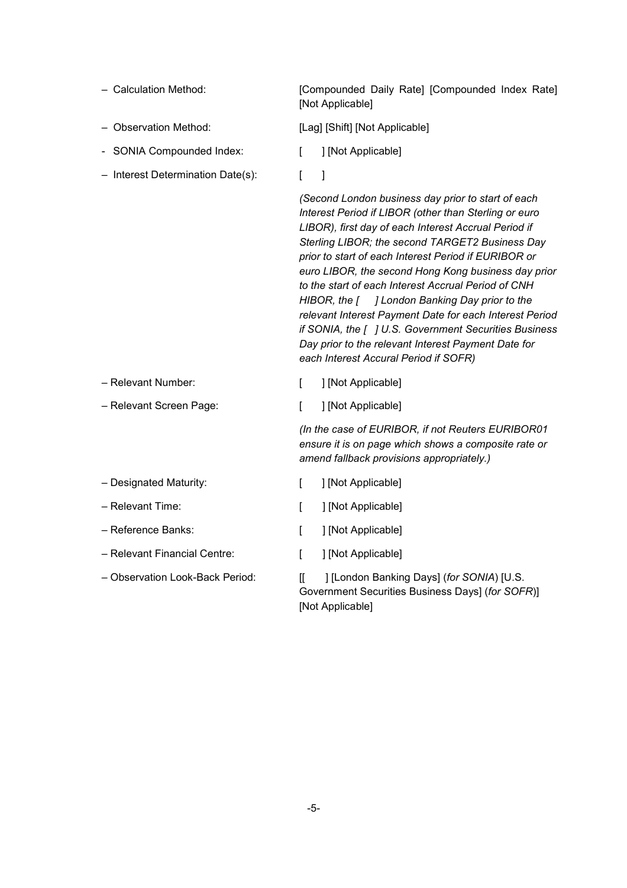| | |
|---|---|
| – Calculation Method: | [Compounded Daily Rate] [Compounded Index Rate] [Not Applicable] |
| – Observation Method: | [Lag] [Shift] [Not Applicable] |
| - SONIA Compounded Index: | [ ] [Not Applicable] |
| – Interest Determination Date(s): | [ ]<br>*(Second London business day prior to start of each Interest Period if LIBOR (other than Sterling or euro LIBOR), first day of each Interest Accrual Period if Sterling LIBOR; the second TARGET2 Business Day prior to start of each Interest Period if EURIBOR or euro LIBOR, the second Hong Kong business day prior to the start of each Interest Accrual Period of CNH HIBOR, the [ ] London Banking Day prior to the relevant Interest Payment Date for each Interest Period if SONIA, the [ ] U.S. Government Securities Business Day prior to the relevant Interest Payment Date for each Interest Accural Period if SOFR)* |
| – Relevant Number: | [ ] [Not Applicable] |
| – Relevant Screen Page: | [ ] [Not Applicable]<br>*(In the case of EURIBOR, if not Reuters EURIBOR01 ensure it is on page which shows a composite rate or amend fallback provisions appropriately.)* |
| – Designated Maturity: | [ ] [Not Applicable] |
| – Relevant Time: | [ ] [Not Applicable] |
| – Reference Banks: | [ ] [Not Applicable] |
| – Relevant Financial Centre: | [ ] [Not Applicable] |
| – Observation Look-Back Period: | [[ ] [London Banking Days] (*for SONIA*) [U.S. Government Securities Business Days] (*for SOFR*)] [Not Applicable] |